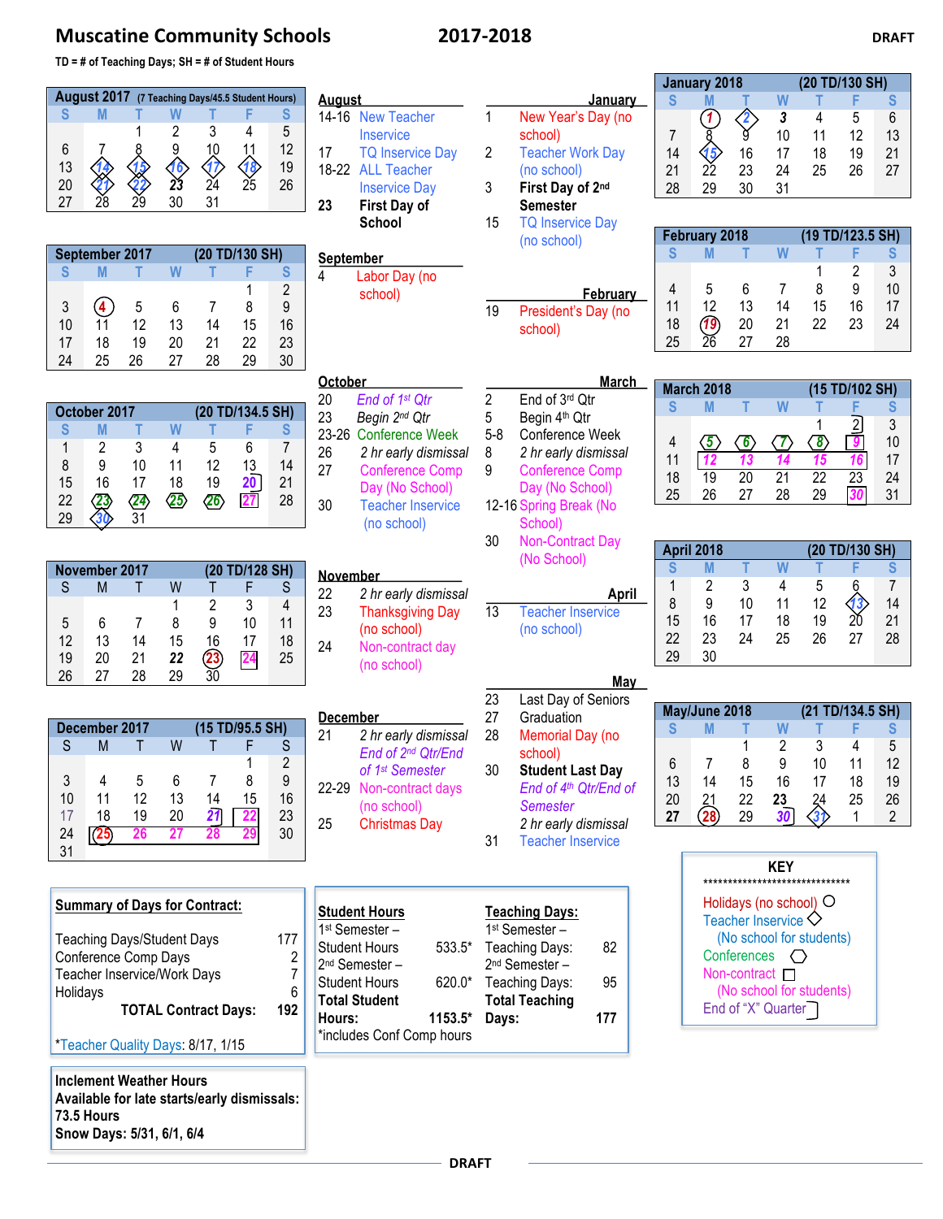# Muscatine Community Schools 2017-2018

DRAFT

TD = # of Teaching Days; SH = # of Student Hours

### August 2017 (7 Teaching Days/45.5 Student Hours)

| S | M | T | W | T | F | S |
|---|---|---|---|---|---|---|
| | | 1 | 2 | 3 | 4 | 5 |
| 6 | 7 | 8 | 9 | 10 | 11 | 12 |
| 13 | 14 | 15 | 16 | 17 | 18 | 19 |
| 20 | 21 | 22 | 23 | 24 | 25 | 26 |
| 27 | 28 | 29 | 30 | 31 | | |

### September 2017 (20 TD/130 SH)

| S | M | T | W | T | F | S |
|---|---|---|---|---|---|---|
| | | | | | 1 | 2 |
| 3 | 4 | 5 | 6 | 7 | 8 | 9 |
| 10 | 11 | 12 | 13 | 14 | 15 | 16 |
| 17 | 18 | 19 | 20 | 21 | 22 | 23 |
| 24 | 25 | 26 | 27 | 28 | 29 | 30 |

### October 2017 (20 TD/134.5 SH)

| S | M | T | W | T | F | S |
|---|---|---|---|---|---|---|
| 1 | 2 | 3 | 4 | 5 | 6 | 7 |
| 8 | 9 | 10 | 11 | 12 | 13 | 14 |
| 15 | 16 | 17 | 18 | 19 | 20 | 21 |
| 22 | 23 | 24 | 25 | 26 | 27 | 28 |
| 29 | 30 | 31 | | | | |

### November 2017 (20 TD/128 SH)

| S | M | T | W | T | F | S |
|---|---|---|---|---|---|---|
| | | | 1 | 2 | 3 | 4 |
| 5 | 6 | 7 | 8 | 9 | 10 | 11 |
| 12 | 13 | 14 | 15 | 16 | 17 | 18 |
| 19 | 20 | 21 | 22 | 23 | 24 | 25 |
| 26 | 27 | 28 | 29 | 30 | | |

### December 2017 (15 TD/95.5 SH)

| S | M | T | W | T | F | S |
|---|---|---|---|---|---|---|
| | | | | | 1 | 2 |
| 3 | 4 | 5 | 6 | 7 | 8 | 9 |
| 10 | 11 | 12 | 13 | 14 | 15 | 16 |
| 17 | 18 | 19 | 20 | 21 | 22 | 23 |
| 24 | 25 | 26 | 27 | 28 | 29 | 30 |
| 31 | | | | | | |

### January 2018 (20 TD/130 SH)

| S | M | T | W | T | F | S |
|---|---|---|---|---|---|---|
| | 1 | 2 | 3 | 4 | 5 | 6 |
| 7 | 8 | 9 | 10 | 11 | 12 | 13 |
| 14 | 15 | 16 | 17 | 18 | 19 | 21 |
| 21 | 22 | 23 | 24 | 25 | 26 | 27 |
| 28 | 29 | 30 | 31 | | | |

### February 2018 (19 TD/123.5 SH)

| S | M | T | W | T | F | S |
|---|---|---|---|---|---|---|
| | | | | 1 | 2 | 3 |
| 4 | 5 | 6 | 7 | 8 | 9 | 10 |
| 11 | 12 | 13 | 14 | 15 | 16 | 17 |
| 18 | 19 | 20 | 21 | 22 | 23 | 24 |
| 25 | 26 | 27 | 28 | | | |

### March 2018 (15 TD/102 SH)

| S | M | T | W | T | F | S |
|---|---|---|---|---|---|---|
| | | | | 1 | 2 | 3 |
| 4 | 5 | 6 | 7 | 8 | 9 | 10 |
| 11 | 12 | 13 | 14 | 15 | 16 | 17 |
| 18 | 19 | 20 | 21 | 22 | 23 | 24 |
| 25 | 26 | 27 | 28 | 29 | 30 | 31 |

### April 2018 (20 TD/130 SH)

| S | M | T | W | T | F | S |
|---|---|---|---|---|---|---|
| 1 | 2 | 3 | 4 | 5 | 6 | 7 |
| 8 | 9 | 10 | 11 | 12 | 13 | 14 |
| 15 | 16 | 17 | 18 | 19 | 20 | 21 |
| 22 | 23 | 24 | 25 | 26 | 27 | 28 |
| 29 | 30 | | | | | |

### May/June 2018 (21 TD/134.5 SH)

| S | M | T | W | T | F | S |
|---|---|---|---|---|---|---|
| | | 1 | 2 | 3 | 4 | 5 |
| 6 | 7 | 8 | 9 | 10 | 11 | 12 |
| 13 | 14 | 15 | 16 | 17 | 18 | 19 |
| 20 | 21 | 22 | 23 | 24 | 25 | 26 |
| 27 | 28 | 29 | 30 | 31 | 1 | 2 |

**August**
- 14-16 New Teacher Inservice
- 17 TQ Inservice Day
- 18-22 ALL Teacher Inservice Day
- **23 First Day of School**

**September**
- 4 Labor Day (no school)

**October**
- 20 *End of 1st Qtr*
- 23 *Begin 2nd Qtr*
- 23-26 Conference Week
- 26 *2 hr early dismissal*
- 27 Conference Comp Day (No School)
- 30 Teacher Inservice (no school)

**November**
- 22 *2 hr early dismissal*
- 23 Thanksgiving Day (no school)
- 24 Non-contract day (no school)

**December**
- 21 *2 hr early dismissal*
  *End of 2nd Qtr/End of 1st Semester*
- 22-29 Non-contract days (no school)
- 25 Christmas Day

**January**
- 1 New Year's Day (no school)
- 2 Teacher Work Day (no school)
- 3 **First Day of 2nd Semester**
- 15 TQ Inservice Day (no school)

**February**
- 19 President's Day (no school)

**March**
- 2 End of 3rd Qtr
- 5 Begin 4th Qtr
- 5-8 Conference Week
- 8 *2 hr early dismissal*
- 9 Conference Comp Day (No School)
- 12-16 Spring Break (No School)
- 30 Non-Contract Day (No School)

**April**
- 13 Teacher Inservice (no school)

**May**
- 23 Last Day of Seniors
- 27 Graduation
- 28 Memorial Day (no school)
- 30 **Student Last Day**
  *End of 4th Qtr/End of Semester*
  *2 hr early dismissal*
- 31 Teacher Inservice

**KEY**

- Holidays (no school) ○
- Teacher Inservice ◇ (No school for students)
- Conferences ⬡
- Non-contract □ (No school for students)
- End of "X" Quarter ]

**Summary of Days for Contract:**

| | |
|---|---|
| Teaching Days/Student Days | 177 |
| Conference Comp Days | 2 |
| Teacher Inservice/Work Days | 7 |
| Holidays | 6 |
| **TOTAL Contract Days:** | **192** |

*Teacher Quality Days: 8/17, 1/15

| **Student Hours** | | **Teaching Days:** | |
|---|---|---|---|
| 1st Semester – Student Hours | 533.5* | 1st Semester – Teaching Days: | 82 |
| 2nd Semester – Student Hours | 620.0* | 2nd Semester – Teaching Days: | 95 |
| **Total Student Hours:** | **1153.5*** | **Total Teaching Days:** | **177** |

*includes Conf Comp hours

**Inclement Weather Hours**
**Available for late starts/early dismissals: 73.5 Hours**
**Snow Days: 5/31, 6/1, 6/4**

DRAFT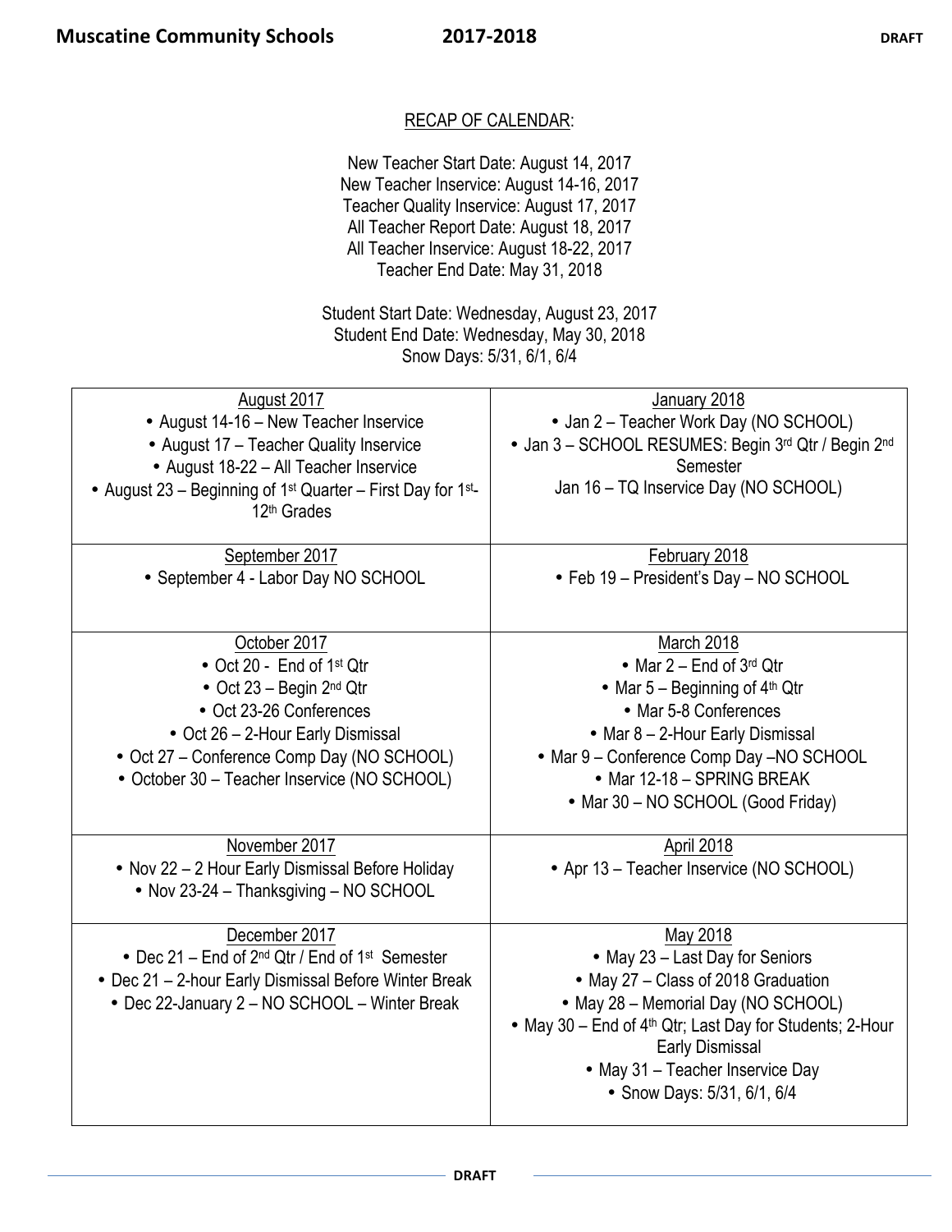RECAP OF CALENDAR:

New Teacher Start Date: August 14, 2017
New Teacher Inservice: August 14-16, 2017
Teacher Quality Inservice: August 17, 2017
All Teacher Report Date: August 18, 2017
All Teacher Inservice: August 18-22, 2017
Teacher End Date: May 31, 2018

Student Start Date: Wednesday, August 23, 2017
Student End Date: Wednesday, May 30, 2018
Snow Days: 5/31, 6/1, 6/4

| | |
|---|---|
| August 2017<br>• August 14-16 – New Teacher Inservice<br>• August 17 – Teacher Quality Inservice<br>• August 18-22 – All Teacher Inservice<br>• August 23 – Beginning of 1st Quarter – First Day for 1st-12th Grades | January 2018<br>• Jan 2 – Teacher Work Day (NO SCHOOL)<br>• Jan 3 – SCHOOL RESUMES: Begin 3rd Qtr / Begin 2nd Semester<br>Jan 16 – TQ Inservice Day (NO SCHOOL) |
| September 2017<br>• September 4 - Labor Day NO SCHOOL | February 2018<br>• Feb 19 – President's Day – NO SCHOOL |
| October 2017<br>• Oct 20 - End of 1st Qtr<br>• Oct 23 – Begin 2nd Qtr<br>• Oct 23-26 Conferences<br>• Oct 26 – 2-Hour Early Dismissal<br>• Oct 27 – Conference Comp Day (NO SCHOOL)<br>• October 30 – Teacher Inservice (NO SCHOOL) | March 2018<br>• Mar 2 – End of 3rd Qtr<br>• Mar 5 – Beginning of 4th Qtr<br>• Mar 5-8 Conferences<br>• Mar 8 – 2-Hour Early Dismissal<br>• Mar 9 – Conference Comp Day –NO SCHOOL<br>• Mar 12-18 – SPRING BREAK<br>• Mar 30 – NO SCHOOL (Good Friday) |
| November 2017<br>• Nov 22 – 2 Hour Early Dismissal Before Holiday<br>• Nov 23-24 – Thanksgiving – NO SCHOOL | April 2018<br>• Apr 13 – Teacher Inservice (NO SCHOOL) |
| December 2017<br>• Dec 21 – End of 2nd Qtr / End of 1st Semester<br>• Dec 21 – 2-hour Early Dismissal Before Winter Break<br>• Dec 22-January 2 – NO SCHOOL – Winter Break | May 2018<br>• May 23 – Last Day for Seniors<br>• May 27 – Class of 2018 Graduation<br>• May 28 – Memorial Day (NO SCHOOL)<br>• May 30 – End of 4th Qtr; Last Day for Students; 2-Hour Early Dismissal<br>• May 31 – Teacher Inservice Day<br>• Snow Days: 5/31, 6/1, 6/4 |